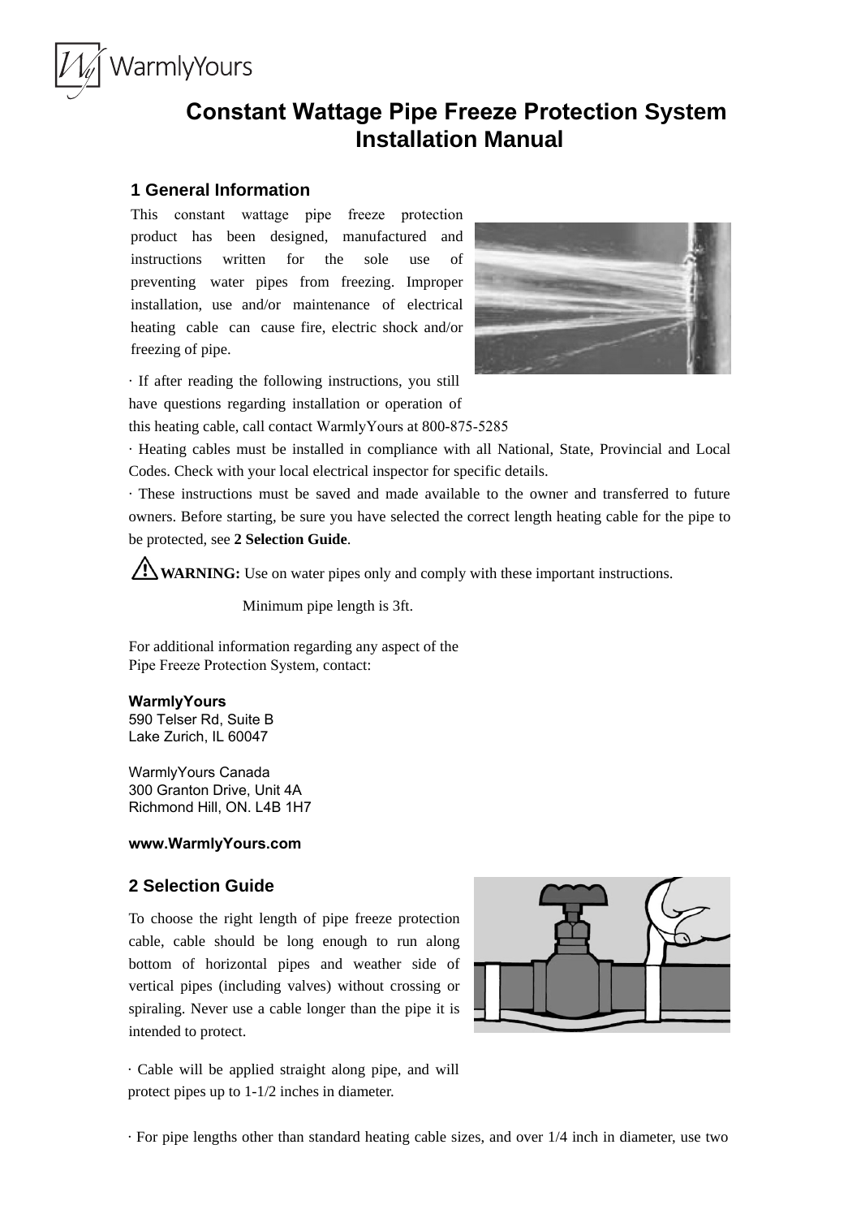WarmlyYours

# Constant Wattage Pipe Freeze Protection System Installation Manual

## 1 General Information

This constant wattage pipe freeze protection product has been designed, manufactured and instructions written for the sole use of preventing water pipes from freezing. Improper installation, use and/or maintenance of electrical heating cable can cause fire, electric shock and/or freezing of pipe.

· If after reading the following instructions, you still have questions regarding installation or operation of this heating cable, call contact WarmlyYours at 800-875-5285

· Heating cables must be installed in compliance with all National, State, Provincial and Local Codes. Check with your local electrical inspector for specific details.

· These instructions must be saved and made available to the owner and transferred to future owners. Before starting, be sure you have selected the correct length heating cable for the pipe to be protected, see **2 Selection Guide**.

⚠ **WARNING:** Use on water pipes only and comply with these important instructions.

Minimum pipe length is 3ft.

For additional information regarding any aspect of the Pipe Freeze Protection System, contact:

**WarmlyYours**
590 Telser Rd, Suite B
Lake Zurich, IL 60047

WarmlyYours Canada
300 Granton Drive, Unit 4A
Richmond Hill, ON. L4B 1H7

**www.WarmlyYours.com**

## 2 Selection Guide

To choose the right length of pipe freeze protection cable, cable should be long enough to run along bottom of horizontal pipes and weather side of vertical pipes (including valves) without crossing or spiraling. Never use a cable longer than the pipe it is intended to protect.

· Cable will be applied straight along pipe, and will protect pipes up to 1-1/2 inches in diameter.

· For pipe lengths other than standard heating cable sizes, and over 1/4 inch in diameter, use two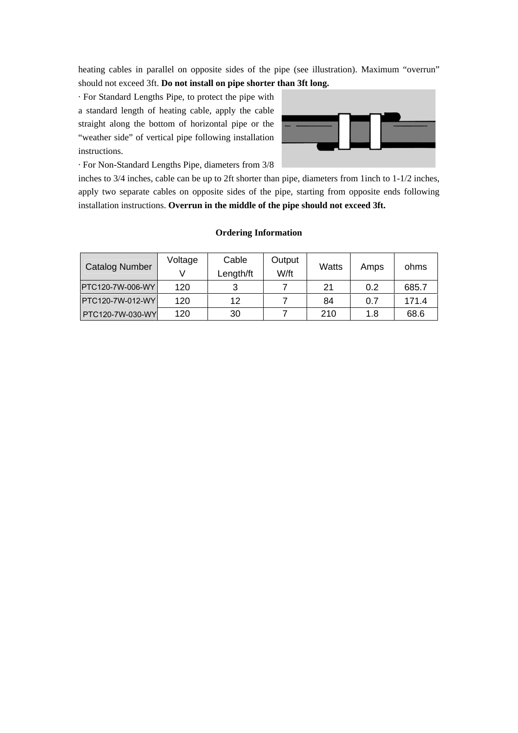heating cables in parallel on opposite sides of the pipe (see illustration). Maximum "overrun" should not exceed 3ft. **Do not install on pipe shorter than 3ft long.**

· For Standard Lengths Pipe, to protect the pipe with a standard length of heating cable, apply the cable straight along the bottom of horizontal pipe or the "weather side" of vertical pipe following installation instructions.

· For Non-Standard Lengths Pipe, diameters from 3/8 inches to 3/4 inches, cable can be up to 2ft shorter than pipe, diameters from 1inch to 1-1/2 inches, apply two separate cables on opposite sides of the pipe, starting from opposite ends following installation instructions. **Overrun in the middle of the pipe should not exceed 3ft.**

**Ordering Information**

| Catalog Number | Voltage V | Cable Length/ft | Output W/ft | Watts | Amps | ohms |
|---|---|---|---|---|---|---|
| PTC120-7W-006-WY | 120 | 3 | 7 | 21 | 0.2 | 685.7 |
| PTC120-7W-012-WY | 120 | 12 | 7 | 84 | 0.7 | 171.4 |
| PTC120-7W-030-WY | 120 | 30 | 7 | 210 | 1.8 | 68.6 |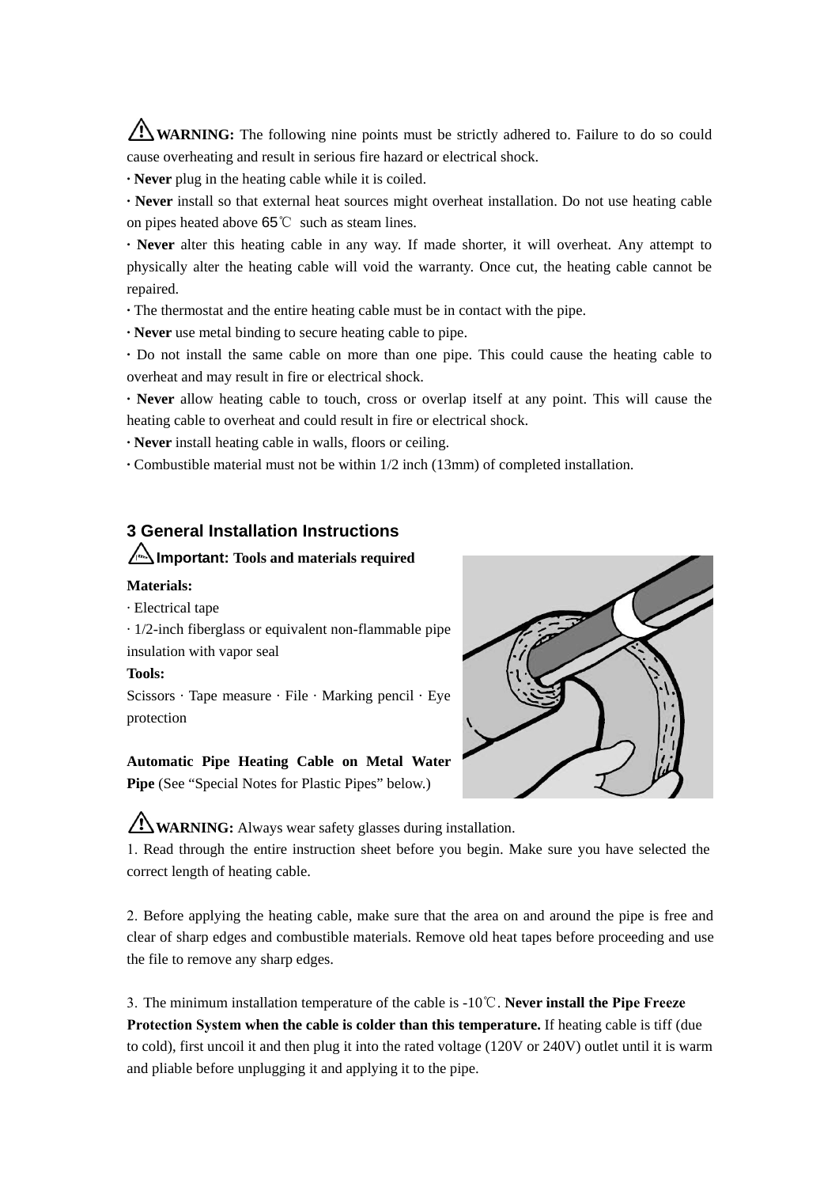⚠**WARNING:** The following nine points must be strictly adhered to. Failure to do so could cause overheating and result in serious fire hazard or electrical shock.

· **Never** plug in the heating cable while it is coiled.

· **Never** install so that external heat sources might overheat installation. Do not use heating cable on pipes heated above 65℃ such as steam lines.

· **Never** alter this heating cable in any way. If made shorter, it will overheat. Any attempt to physically alter the heating cable will void the warranty. Once cut, the heating cable cannot be repaired.

· The thermostat and the entire heating cable must be in contact with the pipe.

· **Never** use metal binding to secure heating cable to pipe.

· Do not install the same cable on more than one pipe. This could cause the heating cable to overheat and may result in fire or electrical shock.

· **Never** allow heating cable to touch, cross or overlap itself at any point. This will cause the heating cable to overheat and could result in fire or electrical shock.

· **Never** install heating cable in walls, floors or ceiling.

· Combustible material must not be within 1/2 inch (13mm) of completed installation.

## 3 General Installation Instructions

⚠**Important: Tools and materials required**

**Materials:**

· Electrical tape

· 1/2-inch fiberglass or equivalent non-flammable pipe insulation with vapor seal

**Tools:**

Scissors · Tape measure · File · Marking pencil · Eye protection

**Automatic Pipe Heating Cable on Metal Water Pipe** (See "Special Notes for Plastic Pipes" below.)

⚠**WARNING:** Always wear safety glasses during installation.

1. Read through the entire instruction sheet before you begin. Make sure you have selected the correct length of heating cable.

2. Before applying the heating cable, make sure that the area on and around the pipe is free and clear of sharp edges and combustible materials. Remove old heat tapes before proceeding and use the file to remove any sharp edges.

3. The minimum installation temperature of the cable is -10℃. **Never install the Pipe Freeze Protection System when the cable is colder than this temperature.** If heating cable is tiff (due to cold), first uncoil it and then plug it into the rated voltage (120V or 240V) outlet until it is warm and pliable before unplugging it and applying it to the pipe.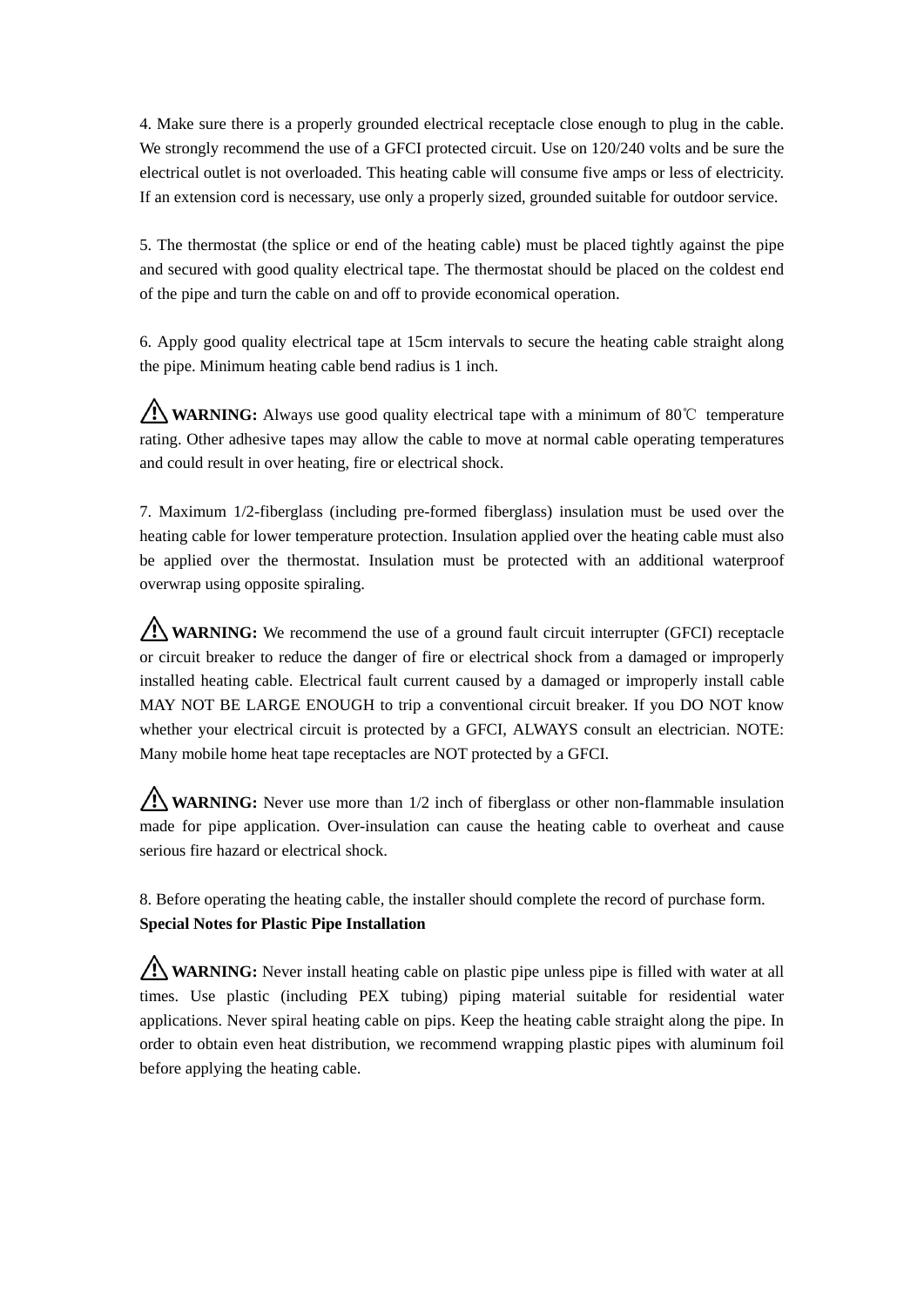4. Make sure there is a properly grounded electrical receptacle close enough to plug in the cable. We strongly recommend the use of a GFCI protected circuit. Use on 120/240 volts and be sure the electrical outlet is not overloaded. This heating cable will consume five amps or less of electricity. If an extension cord is necessary, use only a properly sized, grounded suitable for outdoor service.

5. The thermostat (the splice or end of the heating cable) must be placed tightly against the pipe and secured with good quality electrical tape. The thermostat should be placed on the coldest end of the pipe and turn the cable on and off to provide economical operation.

6. Apply good quality electrical tape at 15cm intervals to secure the heating cable straight along the pipe. Minimum heating cable bend radius is 1 inch.

⚠ **WARNING:** Always use good quality electrical tape with a minimum of 80℃ temperature rating. Other adhesive tapes may allow the cable to move at normal cable operating temperatures and could result in over heating, fire or electrical shock.

7. Maximum 1/2-fiberglass (including pre-formed fiberglass) insulation must be used over the heating cable for lower temperature protection. Insulation applied over the heating cable must also be applied over the thermostat. Insulation must be protected with an additional waterproof overwrap using opposite spiraling.

⚠ **WARNING:** We recommend the use of a ground fault circuit interrupter (GFCI) receptacle or circuit breaker to reduce the danger of fire or electrical shock from a damaged or improperly installed heating cable. Electrical fault current caused by a damaged or improperly install cable MAY NOT BE LARGE ENOUGH to trip a conventional circuit breaker. If you DO NOT know whether your electrical circuit is protected by a GFCI, ALWAYS consult an electrician. NOTE: Many mobile home heat tape receptacles are NOT protected by a GFCI.

⚠ **WARNING:** Never use more than 1/2 inch of fiberglass or other non-flammable insulation made for pipe application. Over-insulation can cause the heating cable to overheat and cause serious fire hazard or electrical shock.

8. Before operating the heating cable, the installer should complete the record of purchase form.

**Special Notes for Plastic Pipe Installation**

⚠ **WARNING:** Never install heating cable on plastic pipe unless pipe is filled with water at all times. Use plastic (including PEX tubing) piping material suitable for residential water applications. Never spiral heating cable on pips. Keep the heating cable straight along the pipe. In order to obtain even heat distribution, we recommend wrapping plastic pipes with aluminum foil before applying the heating cable.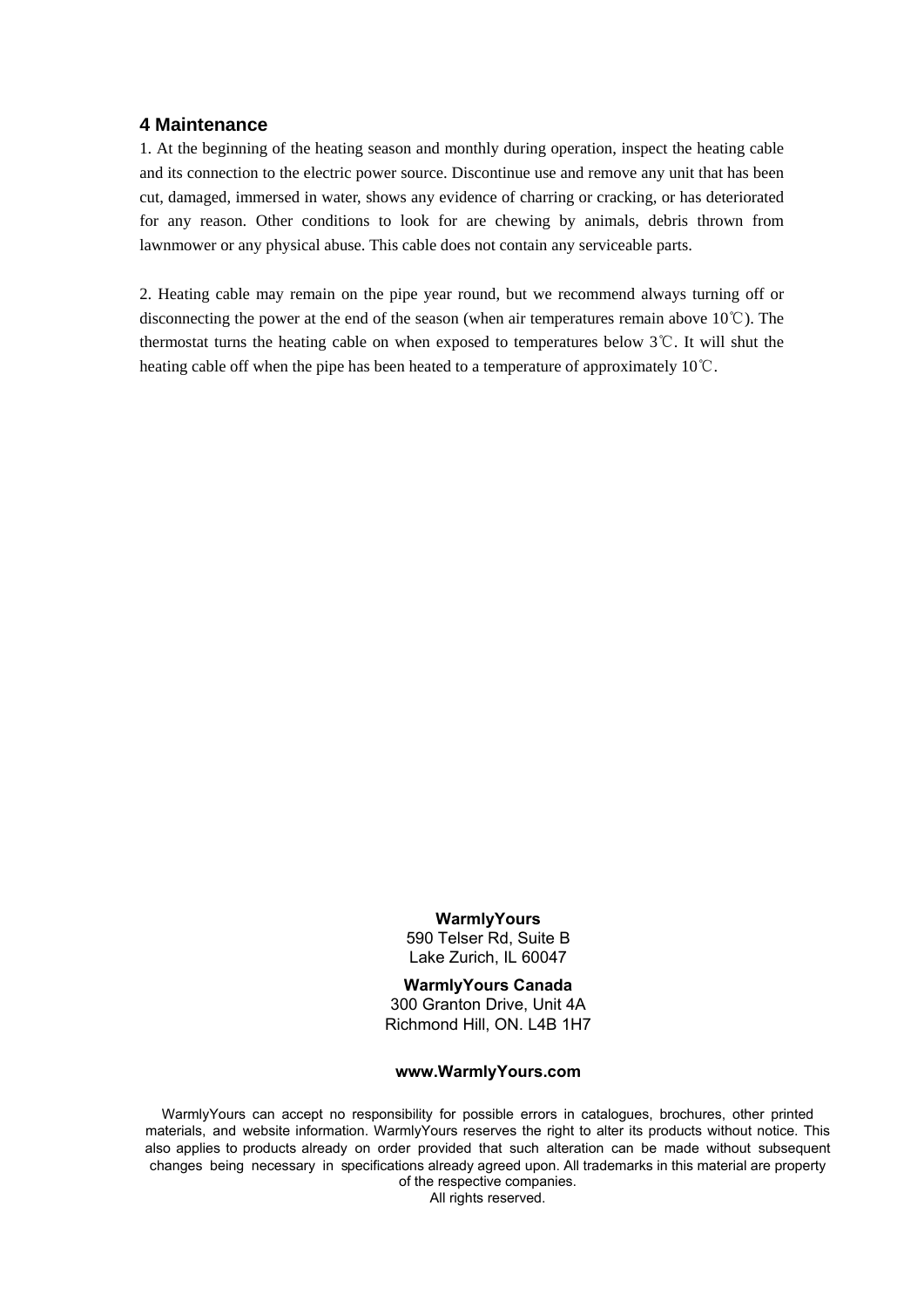## 4 Maintenance

1. At the beginning of the heating season and monthly during operation, inspect the heating cable and its connection to the electric power source. Discontinue use and remove any unit that has been cut, damaged, immersed in water, shows any evidence of charring or cracking, or has deteriorated for any reason. Other conditions to look for are chewing by animals, debris thrown from lawnmower or any physical abuse. This cable does not contain any serviceable parts.

2. Heating cable may remain on the pipe year round, but we recommend always turning off or disconnecting the power at the end of the season (when air temperatures remain above 10℃). The thermostat turns the heating cable on when exposed to temperatures below 3℃. It will shut the heating cable off when the pipe has been heated to a temperature of approximately 10℃.

**WarmlyYours**
590 Telser Rd, Suite B
Lake Zurich, IL 60047

**WarmlyYours Canada**
300 Granton Drive, Unit 4A
Richmond Hill, ON. L4B 1H7

**www.WarmlyYours.com**

WarmlyYours can accept no responsibility for possible errors in catalogues, brochures, other printed materials, and website information. WarmlyYours reserves the right to alter its products without notice. This also applies to products already on order provided that such alteration can be made without subsequent changes being necessary in specifications already agreed upon. All trademarks in this material are property of the respective companies.
All rights reserved.